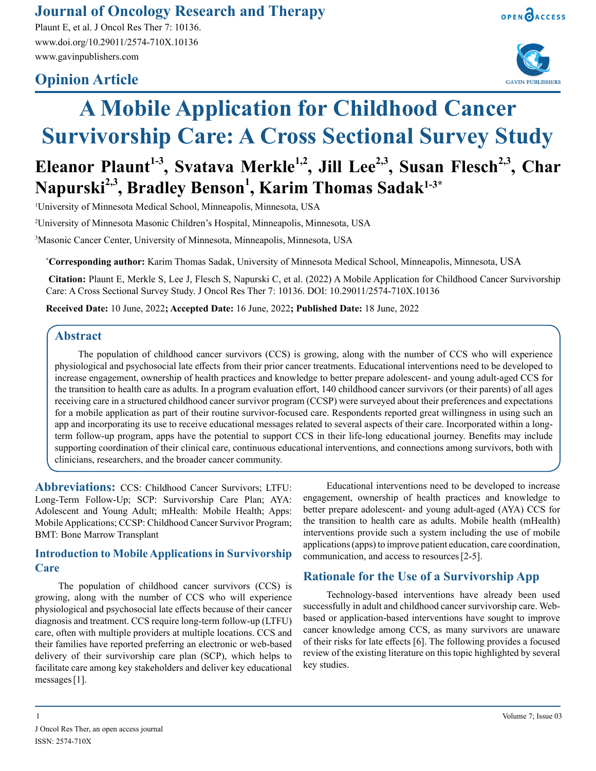# A Mobile Application for Childhood Cancer Survivorship Care: A Cross Sectional Survey Study

**Opinion Article**

**Eleanor Plaunt[1-3], Svatava Merkle[1,2], Jill Lee[2,3], Susan Flesch[2,3], Char Napurski[2,3], Bradley Benson[1], Karim Thomas Sadak[1-3*]**

[1]University of Minnesota Medical School, Minneapolis, Minnesota, USA

[2]University of Minnesota Masonic Children's Hospital, Minneapolis, Minnesota, USA

[3]Masonic Cancer Center, University of Minnesota, Minneapolis, Minnesota, USA

**[*]Corresponding author:** Karim Thomas Sadak, University of Minnesota Medical School, Minneapolis, Minnesota, USA

**Citation:** Plaunt E, Merkle S, Lee J, Flesch S, Napurski C, et al. (2022) A Mobile Application for Childhood Cancer Survivorship Care: A Cross Sectional Survey Study. J Oncol Res Ther 7: 10136. DOI: 10.29011/2574-710X.10136

**Received Date:** 10 June, 2022**; Accepted Date:** 16 June, 2022**; Published Date:** 18 June, 2022

## Abstract

The population of childhood cancer survivors (CCS) is growing, along with the number of CCS who will experience physiological and psychosocial late effects from their prior cancer treatments. Educational interventions need to be developed to increase engagement, ownership of health practices and knowledge to better prepare adolescent- and young adult-aged CCS for the transition to health care as adults. In a program evaluation effort, 140 childhood cancer survivors (or their parents) of all ages receiving care in a structured childhood cancer survivor program (CCSP) were surveyed about their preferences and expectations for a mobile application as part of their routine survivor-focused care. Respondents reported great willingness in using such an app and incorporating its use to receive educational messages related to several aspects of their care. Incorporated within a long-term follow-up program, apps have the potential to support CCS in their life-long educational journey. Benefits may include supporting coordination of their clinical care, continuous educational interventions, and connections among survivors, both with clinicians, researchers, and the broader cancer community.

**Abbreviations:** CCS: Childhood Cancer Survivors; LTFU: Long-Term Follow-Up; SCP: Survivorship Care Plan; AYA: Adolescent and Young Adult; mHealth: Mobile Health; Apps: Mobile Applications; CCSP: Childhood Cancer Survivor Program; BMT: Bone Marrow Transplant

## Introduction to Mobile Applications in Survivorship Care

The population of childhood cancer survivors (CCS) is growing, along with the number of CCS who will experience physiological and psychosocial late effects because of their cancer diagnosis and treatment. CCS require long-term follow-up (LTFU) care, often with multiple providers at multiple locations. CCS and their families have reported preferring an electronic or web-based delivery of their survivorship care plan (SCP), which helps to facilitate care among key stakeholders and deliver key educational messages [1].

Educational interventions need to be developed to increase engagement, ownership of health practices and knowledge to better prepare adolescent- and young adult-aged (AYA) CCS for the transition to health care as adults. Mobile health (mHealth) interventions provide such a system including the use of mobile applications (apps) to improve patient education, care coordination, communication, and access to resources [2-5].

## Rationale for the Use of a Survivorship App

Technology-based interventions have already been used successfully in adult and childhood cancer survivorship care. Web-based or application-based interventions have sought to improve cancer knowledge among CCS, as many survivors are unaware of their risks for late effects [6]. The following provides a focused review of the existing literature on this topic highlighted by several key studies.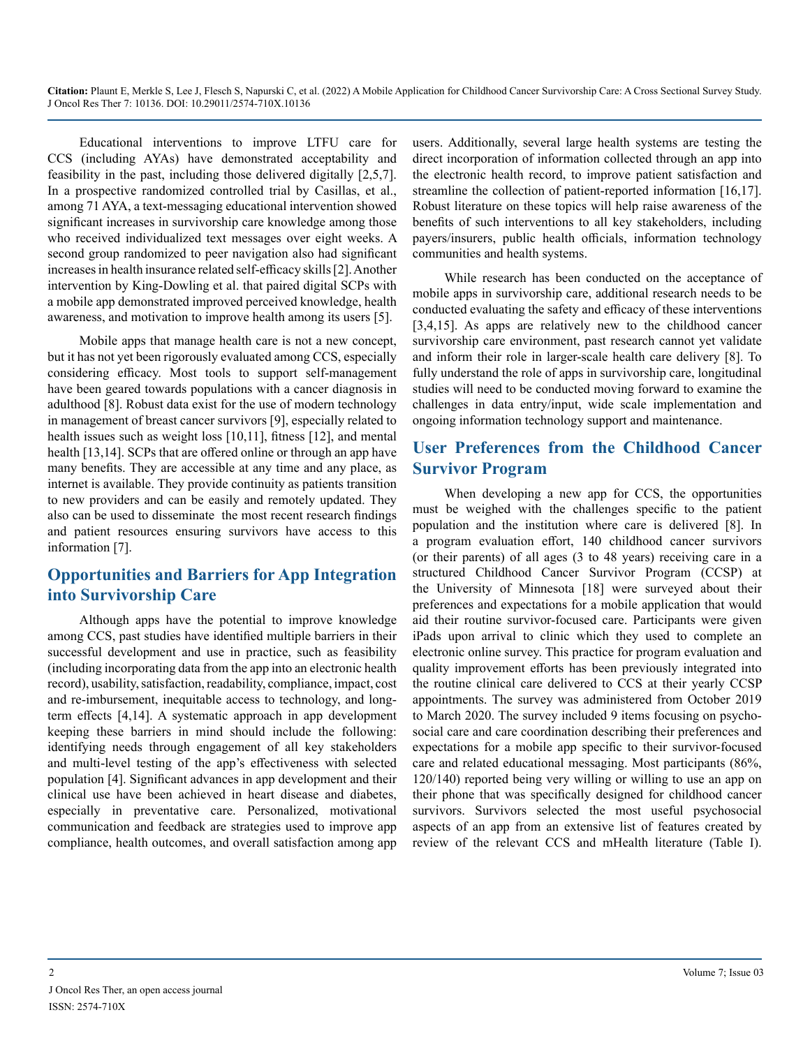Educational interventions to improve LTFU care for CCS (including AYAs) have demonstrated acceptability and feasibility in the past, including those delivered digitally [2,5,7]. In a prospective randomized controlled trial by Casillas, et al., among 71 AYA, a text-messaging educational intervention showed significant increases in survivorship care knowledge among those who received individualized text messages over eight weeks. A second group randomized to peer navigation also had significant increases in health insurance related self-efficacy skills [2]. Another intervention by King-Dowling et al. that paired digital SCPs with a mobile app demonstrated improved perceived knowledge, health awareness, and motivation to improve health among its users [5].

Mobile apps that manage health care is not a new concept, but it has not yet been rigorously evaluated among CCS, especially considering efficacy. Most tools to support self-management have been geared towards populations with a cancer diagnosis in adulthood [8]. Robust data exist for the use of modern technology in management of breast cancer survivors [9], especially related to health issues such as weight loss [10,11], fitness [12], and mental health [13,14]. SCPs that are offered online or through an app have many benefits. They are accessible at any time and any place, as internet is available. They provide continuity as patients transition to new providers and can be easily and remotely updated. They also can be used to disseminate the most recent research findings and patient resources ensuring survivors have access to this information [7].

## Opportunities and Barriers for App Integration into Survivorship Care

Although apps have the potential to improve knowledge among CCS, past studies have identified multiple barriers in their successful development and use in practice, such as feasibility (including incorporating data from the app into an electronic health record), usability, satisfaction, readability, compliance, impact, cost and re-imbursement, inequitable access to technology, and long-term effects [4,14]. A systematic approach in app development keeping these barriers in mind should include the following: identifying needs through engagement of all key stakeholders and multi-level testing of the app's effectiveness with selected population [4]. Significant advances in app development and their clinical use have been achieved in heart disease and diabetes, especially in preventative care. Personalized, motivational communication and feedback are strategies used to improve app compliance, health outcomes, and overall satisfaction among app users. Additionally, several large health systems are testing the direct incorporation of information collected through an app into the electronic health record, to improve patient satisfaction and streamline the collection of patient-reported information [16,17]. Robust literature on these topics will help raise awareness of the benefits of such interventions to all key stakeholders, including payers/insurers, public health officials, information technology communities and health systems.

While research has been conducted on the acceptance of mobile apps in survivorship care, additional research needs to be conducted evaluating the safety and efficacy of these interventions [3,4,15]. As apps are relatively new to the childhood cancer survivorship care environment, past research cannot yet validate and inform their role in larger-scale health care delivery [8]. To fully understand the role of apps in survivorship care, longitudinal studies will need to be conducted moving forward to examine the challenges in data entry/input, wide scale implementation and ongoing information technology support and maintenance.

## User Preferences from the Childhood Cancer Survivor Program

When developing a new app for CCS, the opportunities must be weighed with the challenges specific to the patient population and the institution where care is delivered [8]. In a program evaluation effort, 140 childhood cancer survivors (or their parents) of all ages (3 to 48 years) receiving care in a structured Childhood Cancer Survivor Program (CCSP) at the University of Minnesota [18] were surveyed about their preferences and expectations for a mobile application that would aid their routine survivor-focused care. Participants were given iPads upon arrival to clinic which they used to complete an electronic online survey. This practice for program evaluation and quality improvement efforts has been previously integrated into the routine clinical care delivered to CCS at their yearly CCSP appointments. The survey was administered from October 2019 to March 2020. The survey included 9 items focusing on psycho-social care and care coordination describing their preferences and expectations for a mobile app specific to their survivor-focused care and related educational messaging. Most participants (86%, 120/140) reported being very willing or willing to use an app on their phone that was specifically designed for childhood cancer survivors. Survivors selected the most useful psychosocial aspects of an app from an extensive list of features created by review of the relevant CCS and mHealth literature (Table I).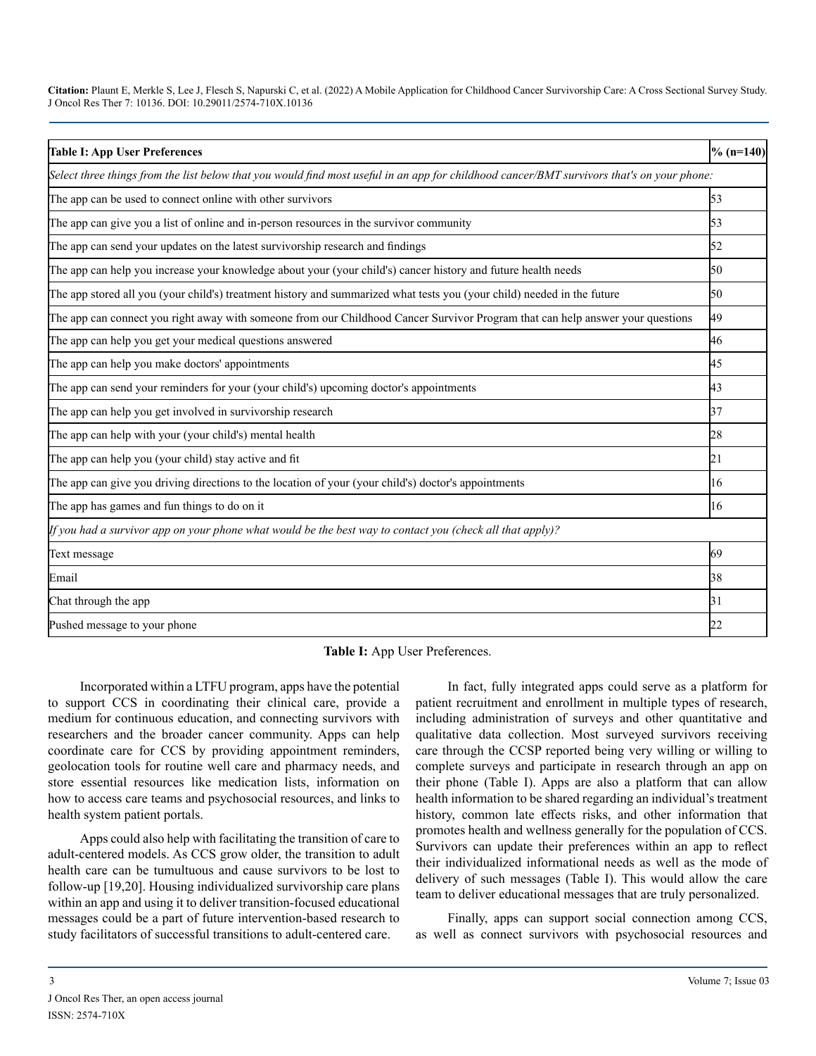| Table I: App User Preferences | % (n=140) |
|---|---|
| *Select three things from the list below that you would find most useful in an app for childhood cancer/BMT survivors that's on your phone:* | |
| The app can be used to connect online with other survivors | 53 |
| The app can give you a list of online and in-person resources in the survivor community | 53 |
| The app can send your updates on the latest survivorship research and findings | 52 |
| The app can help you increase your knowledge about your (your child's) cancer history and future health needs | 50 |
| The app stored all you (your child's) treatment history and summarized what tests you (your child) needed in the future | 50 |
| The app can connect you right away with someone from our Childhood Cancer Survivor Program that can help answer your questions | 49 |
| The app can help you get your medical questions answered | 46 |
| The app can help you make doctors' appointments | 45 |
| The app can send your reminders for your (your child's) upcoming doctor's appointments | 43 |
| The app can help you get involved in survivorship research | 37 |
| The app can help with your (your child's) mental health | 28 |
| The app can help you (your child) stay active and fit | 21 |
| The app can give you driving directions to the location of your (your child's) doctor's appointments | 16 |
| The app has games and fun things to do on it | 16 |
| *If you had a survivor app on your phone what would be the best way to contact you (check all that apply)?* | |
| Text message | 69 |
| Email | 38 |
| Chat through the app | 31 |
| Pushed message to your phone | 22 |

**Table I:** App User Preferences.

Incorporated within a LTFU program, apps have the potential to support CCS in coordinating their clinical care, provide a medium for continuous education, and connecting survivors with researchers and the broader cancer community. Apps can help coordinate care for CCS by providing appointment reminders, geolocation tools for routine well care and pharmacy needs, and store essential resources like medication lists, information on how to access care teams and psychosocial resources, and links to health system patient portals.

Apps could also help with facilitating the transition of care to adult-centered models. As CCS grow older, the transition to adult health care can be tumultuous and cause survivors to be lost to follow-up [19,20]. Housing individualized survivorship care plans within an app and using it to deliver transition-focused educational messages could be a part of future intervention-based research to study facilitators of successful transitions to adult-centered care.

In fact, fully integrated apps could serve as a platform for patient recruitment and enrollment in multiple types of research, including administration of surveys and other quantitative and qualitative data collection. Most surveyed survivors receiving care through the CCSP reported being very willing or willing to complete surveys and participate in research through an app on their phone (Table I). Apps are also a platform that can allow health information to be shared regarding an individual's treatment history, common late effects risks, and other information that promotes health and wellness generally for the population of CCS. Survivors can update their preferences within an app to reflect their individualized informational needs as well as the mode of delivery of such messages (Table I). This would allow the care team to deliver educational messages that are truly personalized.

Finally, apps can support social connection among CCS, as well as connect survivors with psychosocial resources and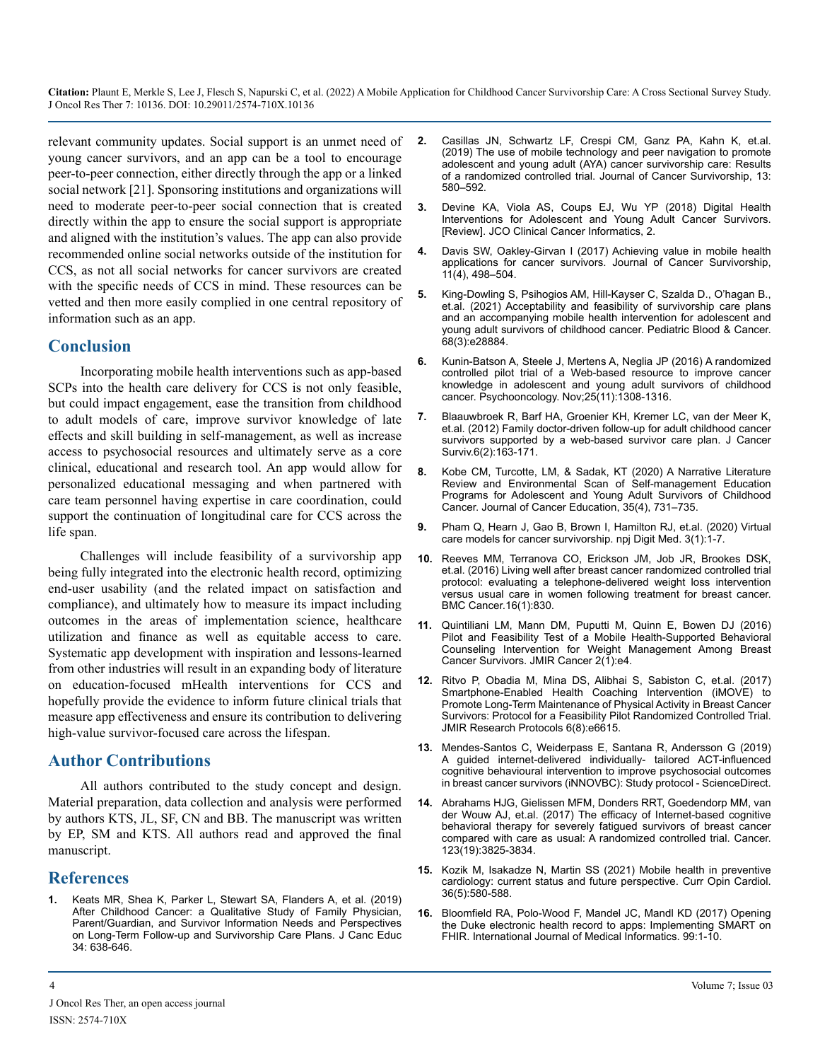relevant community updates. Social support is an unmet need of young cancer survivors, and an app can be a tool to encourage peer-to-peer connection, either directly through the app or a linked social network [21]. Sponsoring institutions and organizations will need to moderate peer-to-peer social connection that is created directly within the app to ensure the social support is appropriate and aligned with the institution's values. The app can also provide recommended online social networks outside of the institution for CCS, as not all social networks for cancer survivors are created with the specific needs of CCS in mind. These resources can be vetted and then more easily complied in one central repository of information such as an app.

## Conclusion

Incorporating mobile health interventions such as app-based SCPs into the health care delivery for CCS is not only feasible, but could impact engagement, ease the transition from childhood to adult models of care, improve survivor knowledge of late effects and skill building in self-management, as well as increase access to psychosocial resources and ultimately serve as a core clinical, educational and research tool. An app would allow for personalized educational messaging and when partnered with care team personnel having expertise in care coordination, could support the continuation of longitudinal care for CCS across the life span.

Challenges will include feasibility of a survivorship app being fully integrated into the electronic health record, optimizing end-user usability (and the related impact on satisfaction and compliance), and ultimately how to measure its impact including outcomes in the areas of implementation science, healthcare utilization and finance as well as equitable access to care. Systematic app development with inspiration and lessons-learned from other industries will result in an expanding body of literature on education-focused mHealth interventions for CCS and hopefully provide the evidence to inform future clinical trials that measure app effectiveness and ensure its contribution to delivering high-value survivor-focused care across the lifespan.

## Author Contributions

All authors contributed to the study concept and design. Material preparation, data collection and analysis were performed by authors KTS, JL, SF, CN and BB. The manuscript was written by EP, SM and KTS. All authors read and approved the final manuscript.

## References

1. Keats MR, Shea K, Parker L, Stewart SA, Flanders A, et al. (2019) After Childhood Cancer: a Qualitative Study of Family Physician, Parent/Guardian, and Survivor Information Needs and Perspectives on Long-Term Follow-up and Survivorship Care Plans. J Canc Educ 34: 638-646.

2. Casillas JN, Schwartz LF, Crespi CM, Ganz PA, Kahn K, et.al. (2019) The use of mobile technology and peer navigation to promote adolescent and young adult (AYA) cancer survivorship care: Results of a randomized controlled trial. Journal of Cancer Survivorship, 13: 580–592.

3. Devine KA, Viola AS, Coups EJ, Wu YP (2018) Digital Health Interventions for Adolescent and Young Adult Cancer Survivors. [Review]. JCO Clinical Cancer Informatics, 2.

4. Davis SW, Oakley-Girvan I (2017) Achieving value in mobile health applications for cancer survivors. Journal of Cancer Survivorship, 11(4), 498–504.

5. King-Dowling S, Psihogios AM, Hill-Kayser C, Szalda D., O'hagan B., et.al. (2021) Acceptability and feasibility of survivorship care plans and an accompanying mobile health intervention for adolescent and young adult survivors of childhood cancer. Pediatric Blood & Cancer. 68(3):e28884.

6. Kunin-Batson A, Steele J, Mertens A, Neglia JP (2016) A randomized controlled pilot trial of a Web-based resource to improve cancer knowledge in adolescent and young adult survivors of childhood cancer. Psychooncology. Nov;25(11):1308-1316.

7. Blaauwbroek R, Barf HA, Groenier KH, Kremer LC, van der Meer K, et.al. (2012) Family doctor-driven follow-up for adult childhood cancer survivors supported by a web-based survivor care plan. J Cancer Surviv.6(2):163-171.

8. Kobe CM, Turcotte, LM, & Sadak, KT (2020) A Narrative Literature Review and Environmental Scan of Self-management Education Programs for Adolescent and Young Adult Survivors of Childhood Cancer. Journal of Cancer Education, 35(4), 731–735.

9. Pham Q, Hearn J, Gao B, Brown I, Hamilton RJ, et.al. (2020) Virtual care models for cancer survivorship. npj Digit Med. 3(1):1-7.

10. Reeves MM, Terranova CO, Erickson JM, Job JR, Brookes DSK, et.al. (2016) Living well after breast cancer randomized controlled trial protocol: evaluating a telephone-delivered weight loss intervention versus usual care in women following treatment for breast cancer. BMC Cancer.16(1):830.

11. Quintiliani LM, Mann DM, Puputti M, Quinn E, Bowen DJ (2016) Pilot and Feasibility Test of a Mobile Health-Supported Behavioral Counseling Intervention for Weight Management Among Breast Cancer Survivors. JMIR Cancer 2(1):e4.

12. Ritvo P, Obadia M, Mina DS, Alibhai S, Sabiston C, et.al. (2017) Smartphone-Enabled Health Coaching Intervention (iMOVE) to Promote Long-Term Maintenance of Physical Activity in Breast Cancer Survivors: Protocol for a Feasibility Pilot Randomized Controlled Trial. JMIR Research Protocols 6(8):e6615.

13. Mendes-Santos C, Weiderpass E, Santana R, Andersson G (2019) A guided internet-delivered individually- tailored ACT-influenced cognitive behavioural intervention to improve psychosocial outcomes in breast cancer survivors (iNNOVBC): Study protocol - ScienceDirect.

14. Abrahams HJG, Gielissen MFM, Donders RRT, Goedendorp MM, van der Wouw AJ, et.al. (2017) The efficacy of Internet-based cognitive behavioral therapy for severely fatigued survivors of breast cancer compared with care as usual: A randomized controlled trial. Cancer. 123(19):3825-3834.

15. Kozik M, Isakadze N, Martin SS (2021) Mobile health in preventive cardiology: current status and future perspective. Curr Opin Cardiol. 36(5):580-588.

16. Bloomfield RA, Polo-Wood F, Mandel JC, Mandl KD (2017) Opening the Duke electronic health record to apps: Implementing SMART on FHIR. International Journal of Medical Informatics. 99:1-10.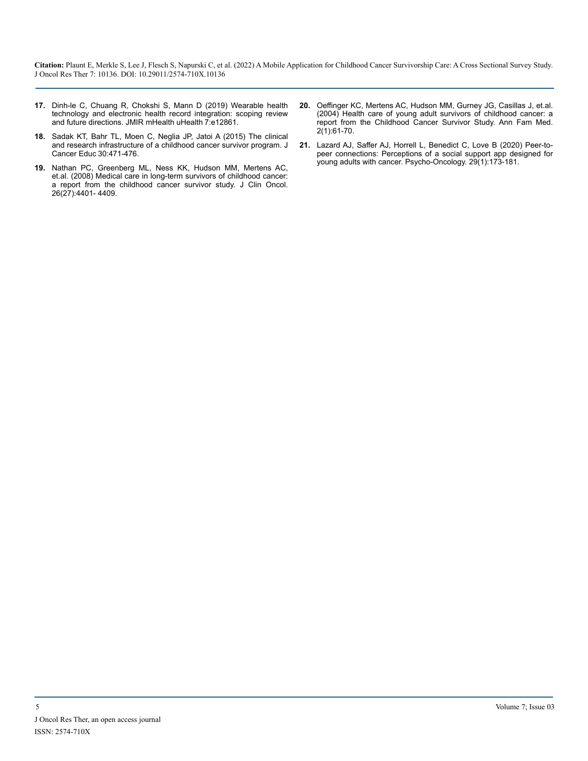17. Dinh-le C, Chuang R, Chokshi S, Mann D (2019) Wearable health technology and electronic health record integration: scoping review and future directions. JMIR mHealth uHealth 7:e12861.

18. Sadak KT, Bahr TL, Moen C, Neglia JP, Jatoi A (2015) The clinical and research infrastructure of a childhood cancer survivor program. J Cancer Educ 30:471-476.

19. Nathan PC, Greenberg ML, Ness KK, Hudson MM, Mertens AC, et.al. (2008) Medical care in long-term survivors of childhood cancer: a report from the childhood cancer survivor study. J Clin Oncol. 26(27):4401- 4409.

20. Oeffinger KC, Mertens AC, Hudson MM, Gurney JG, Casillas J, et.al. (2004) Health care of young adult survivors of childhood cancer: a report from the Childhood Cancer Survivor Study. Ann Fam Med. 2(1):61-70.

21. Lazard AJ, Saffer AJ, Horrell L, Benedict C, Love B (2020) Peer-to-peer connections: Perceptions of a social support app designed for young adults with cancer. Psycho-Oncology. 29(1):173-181.